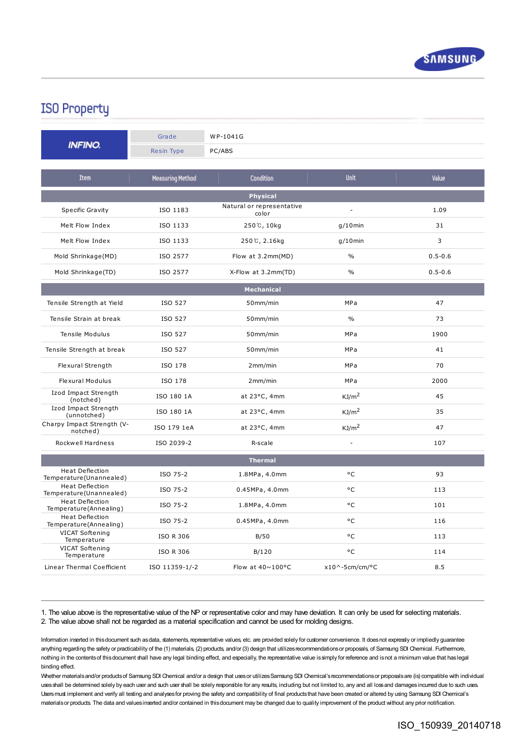SAMSUNG

# ISO Property

| INFINO | | |
|---|---|---|
| | Grade | WP-1041G |
| | Resin Type | PC/ABS |

| Item | Measuring Method | Condition | Unit | Value |
|---|---|---|---|---|
| **Physical** | | | | |
| Specific Gravity | ISO 1183 | Natural or representative color | - | 1.09 |
| Melt Flow Index | ISO 1133 | 250℃, 10kg | g/10min | 31 |
| Melt Flow Index | ISO 1133 | 250℃, 2.16kg | g/10min | 3 |
| Mold Shrinkage(MD) | ISO 2577 | Flow at 3.2mm(MD) | % | 0.5-0.6 |
| Mold Shrinkage(TD) | ISO 2577 | X-Flow at 3.2mm(TD) | % | 0.5-0.6 |
| **Mechanical** | | | | |
| Tensile Strength at Yield | ISO 527 | 50mm/min | MPa | 47 |
| Tensile Strain at break | ISO 527 | 50mm/min | % | 73 |
| Tensile Modulus | ISO 527 | 50mm/min | MPa | 1900 |
| Tensile Strength at break | ISO 527 | 50mm/min | MPa | 41 |
| Flexural Strength | ISO 178 | 2mm/min | MPa | 70 |
| Flexural Modulus | ISO 178 | 2mm/min | MPa | 2000 |
| Izod Impact Strength (notched) | ISO 180 1A | at 23°C, 4mm | $KJ/m^2$ | 45 |
| Izod Impact Strength (unnotched) | ISO 180 1A | at 23°C, 4mm | $KJ/m^2$ | 35 |
| Charpy Impact Strength (V-notched) | ISO 179 1eA | at 23°C, 4mm | $KJ/m^2$ | 47 |
| Rockwell Hardness | ISO 2039-2 | R-scale | - | 107 |
| **Thermal** | | | | |
| Heat Deflection Temperature(Unannealed) | ISO 75-2 | 1.8MPa, 4.0mm | °C | 93 |
| Heat Deflection Temperature(Unannealed) | ISO 75-2 | 0.45MPa, 4.0mm | °C | 113 |
| Heat Deflection Temperature(Annealing) | ISO 75-2 | 1.8MPa, 4.0mm | °C | 101 |
| Heat Deflection Temperature(Annealing) | ISO 75-2 | 0.45MPa, 4.0mm | °C | 116 |
| VICAT Softening Temperature | ISO R 306 | B/50 | °C | 113 |
| VICAT Softening Temperature | ISO R 306 | B/120 | °C | 114 |
| Linear Thermal Coefficient | ISO 11359-1/-2 | Flow at 40~100°C | x10^-5cm/cm/°C | 8.5 |

1. The value above is the representative value of the NP or representative color and may have deviation. It can only be used for selecting materials.
2. The value above shall not be regarded as a material specification and cannot be used for molding designs.

Information inserted in this document such as data, statements, representative values, etc. are provided solely for customer convenience. It does not expressly or impliedly guarantee anything regarding the safety or practicability of the (1) materials, (2) products, and/or (3) design that utilizes recommendations or proposals, of Samsung SDI Chemical. Furthermore, nothing in the contents of this document shall have any legal binding effect, and especially, the representative value is simply for reference and is not a minimum value that has legal binding effect.

Whether materials and/or products of Samsung SDI Chemical and/or a design that uses or utilizes Samsung SDI Chemical's recommendations or proposals are (is) compatible with individual uses shall be determined solely by each user and such user shall be solely responsible for any results, including but not limited to, any and all loss and damages incurred due to such uses. Users must implement and verify all testing and analyses for proving the safety and compatibility of final products that have been created or altered by using Samsung SDI Chemical's materials or products. The data and values inserted and/or contained in this document may be changed due to quality improvement of the product without any prior notification.

ISO_150939_20140718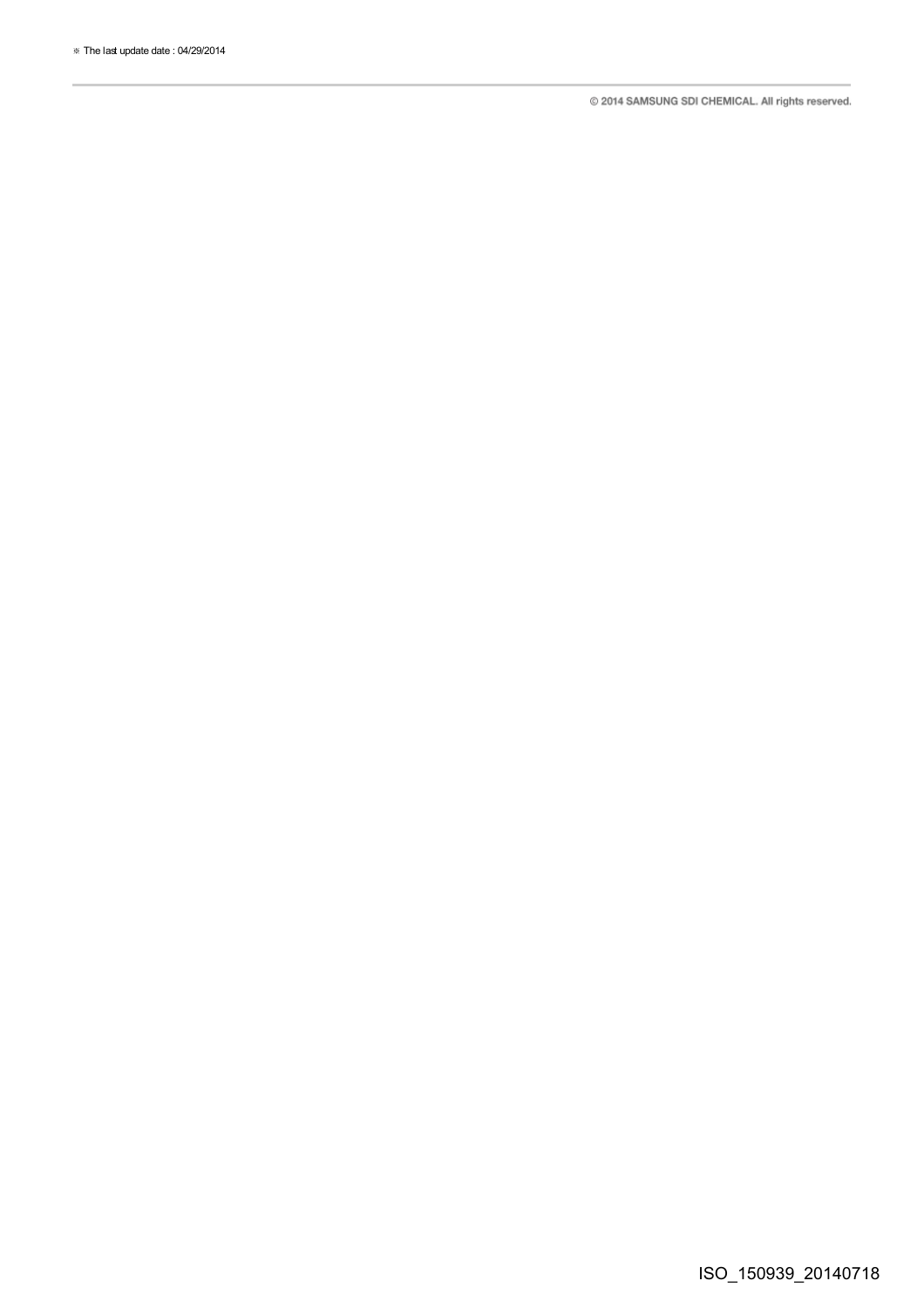※ The last update date : 04/29/2014

© 2014 SAMSUNG SDI CHEMICAL. All rights reserved.

ISO_150939_20140718